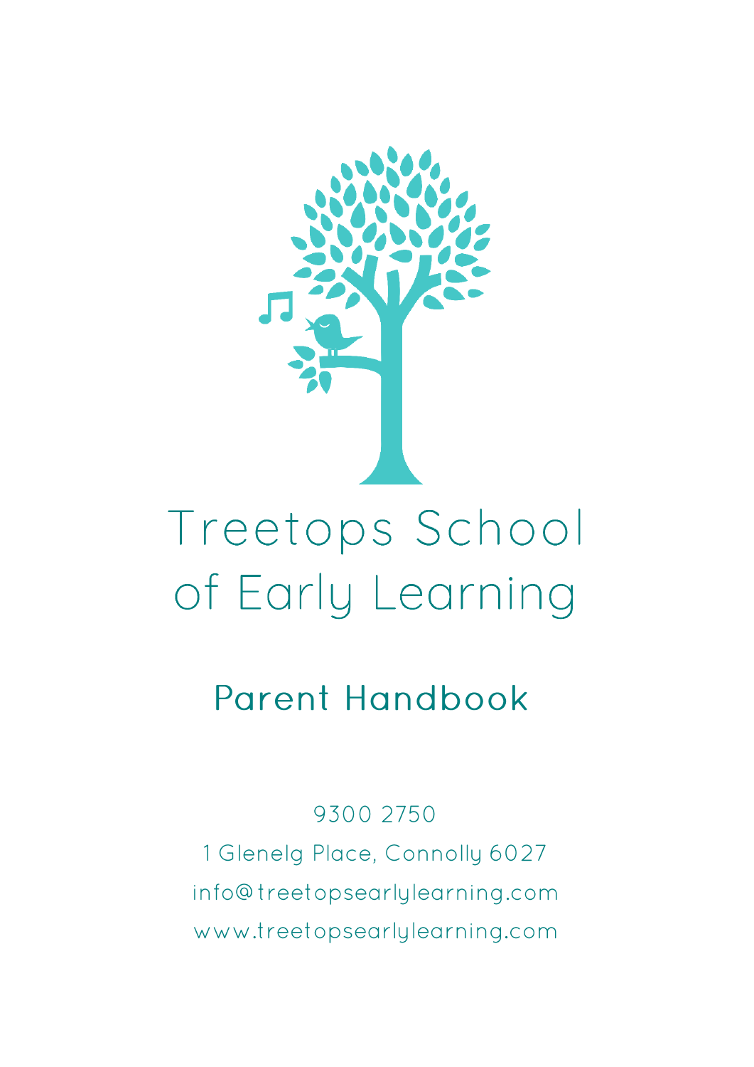# Treetops School of Early Learning

## Parent Handbook

9300 2750

1 Glenelg Place, Connolly 6027

info@treetopsearlylearning.com

www.treetopsearlylearning.com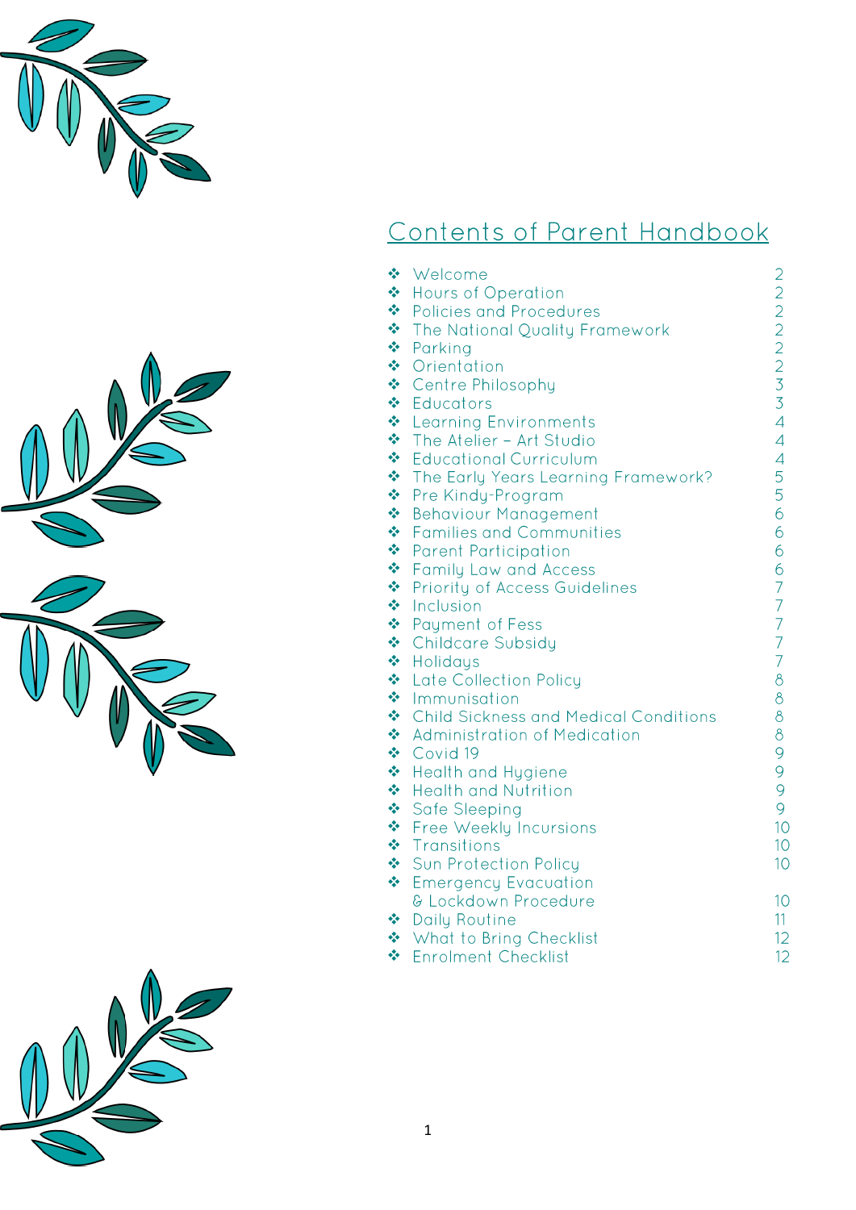# Contents of Parent Handbook

| | |
|---|---|
| ❖ Welcome | 2 |
| ❖ Hours of Operation | 2 |
| ❖ Policies and Procedures | 2 |
| ❖ The National Quality Framework | 2 |
| ❖ Parking | 2 |
| ❖ Orientation | 2 |
| ❖ Centre Philosophy | 3 |
| ❖ Educators | 3 |
| ❖ Learning Environments | 4 |
| ❖ The Atelier – Art Studio | 4 |
| ❖ Educational Curriculum | 4 |
| ❖ The Early Years Learning Framework? | 5 |
| ❖ Pre Kindy-Program | 5 |
| ❖ Behaviour Management | 6 |
| ❖ Families and Communities | 6 |
| ❖ Parent Participation | 6 |
| ❖ Family Law and Access | 6 |
| ❖ Priority of Access Guidelines | 7 |
| ❖ Inclusion | 7 |
| ❖ Payment of Fess | 7 |
| ❖ Childcare Subsidy | 7 |
| ❖ Holidays | 7 |
| ❖ Late Collection Policy | 8 |
| ❖ Immunisation | 8 |
| ❖ Child Sickness and Medical Conditions | 8 |
| ❖ Administration of Medication | 8 |
| ❖ Covid 19 | 9 |
| ❖ Health and Hygiene | 9 |
| ❖ Health and Nutrition | 9 |
| ❖ Safe Sleeping | 9 |
| ❖ Free Weekly Incursions | 10 |
| ❖ Transitions | 10 |
| ❖ Sun Protection Policy | 10 |
| ❖ Emergency Evacuation & Lockdown Procedure | 10 |
| ❖ Daily Routine | 11 |
| ❖ What to Bring Checklist | 12 |
| ❖ Enrolment Checklist | 12 |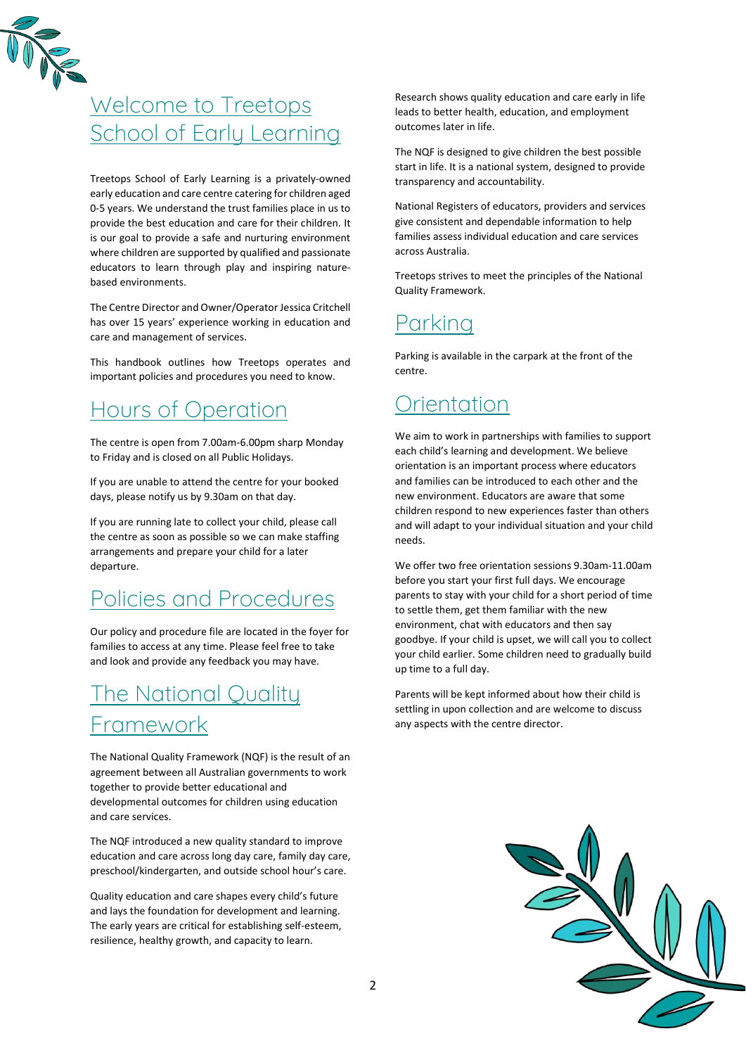# Welcome to Treetops School of Early Learning

Treetops School of Early Learning is a privately-owned early education and care centre catering for children aged 0-5 years. We understand the trust families place in us to provide the best education and care for their children. It is our goal to provide a safe and nurturing environment where children are supported by qualified and passionate educators to learn through play and inspiring nature-based environments.

The Centre Director and Owner/Operator Jessica Critchell has over 15 years' experience working in education and care and management of services.

This handbook outlines how Treetops operates and important policies and procedures you need to know.

## Hours of Operation

The centre is open from 7.00am-6.00pm sharp Monday to Friday and is closed on all Public Holidays.

If you are unable to attend the centre for your booked days, please notify us by 9.30am on that day.

If you are running late to collect your child, please call the centre as soon as possible so we can make staffing arrangements and prepare your child for a later departure.

## Policies and Procedures

Our policy and procedure file are located in the foyer for families to access at any time. Please feel free to take and look and provide any feedback you may have.

## The National Quality Framework

The National Quality Framework (NQF) is the result of an agreement between all Australian governments to work together to provide better educational and developmental outcomes for children using education and care services.

The NQF introduced a new quality standard to improve education and care across long day care, family day care, preschool/kindergarten, and outside school hour's care.

Quality education and care shapes every child's future and lays the foundation for development and learning. The early years are critical for establishing self-esteem, resilience, healthy growth, and capacity to learn.

Research shows quality education and care early in life leads to better health, education, and employment outcomes later in life.

The NQF is designed to give children the best possible start in life. It is a national system, designed to provide transparency and accountability.

National Registers of educators, providers and services give consistent and dependable information to help families assess individual education and care services across Australia.

Treetops strives to meet the principles of the National Quality Framework.

## Parking

Parking is available in the carpark at the front of the centre.

## Orientation

We aim to work in partnerships with families to support each child's learning and development. We believe orientation is an important process where educators and families can be introduced to each other and the new environment. Educators are aware that some children respond to new experiences faster than others and will adapt to your individual situation and your child needs.

We offer two free orientation sessions 9.30am-11.00am before you start your first full days. We encourage parents to stay with your child for a short period of time to settle them, get them familiar with the new environment, chat with educators and then say goodbye. If your child is upset, we will call you to collect your child earlier. Some children need to gradually build up time to a full day.

Parents will be kept informed about how their child is settling in upon collection and are welcome to discuss any aspects with the centre director.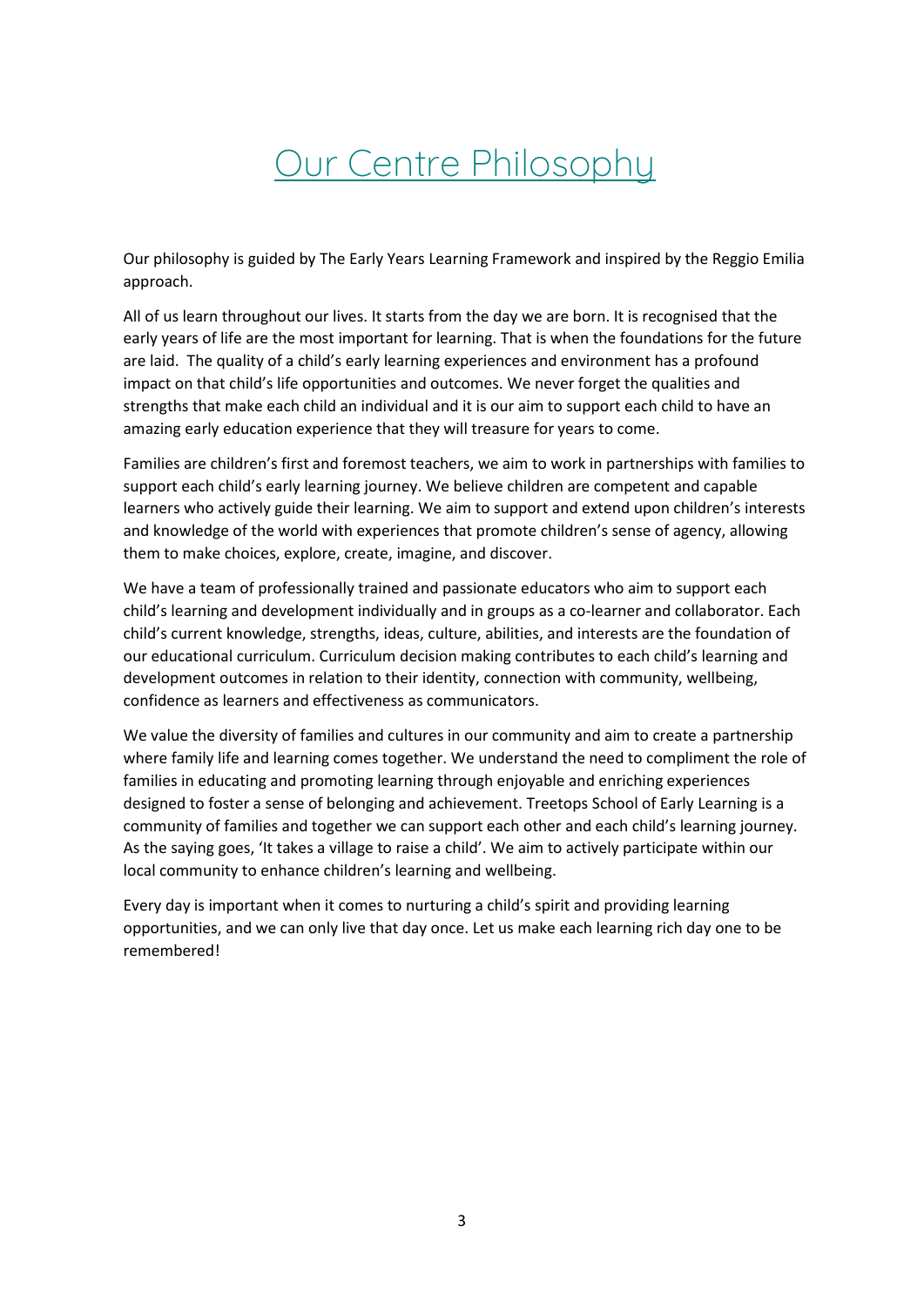# Our Centre Philosophy

Our philosophy is guided by The Early Years Learning Framework and inspired by the Reggio Emilia approach.

All of us learn throughout our lives. It starts from the day we are born. It is recognised that the early years of life are the most important for learning. That is when the foundations for the future are laid. The quality of a child's early learning experiences and environment has a profound impact on that child's life opportunities and outcomes. We never forget the qualities and strengths that make each child an individual and it is our aim to support each child to have an amazing early education experience that they will treasure for years to come.

Families are children's first and foremost teachers, we aim to work in partnerships with families to support each child's early learning journey. We believe children are competent and capable learners who actively guide their learning. We aim to support and extend upon children's interests and knowledge of the world with experiences that promote children's sense of agency, allowing them to make choices, explore, create, imagine, and discover.

We have a team of professionally trained and passionate educators who aim to support each child's learning and development individually and in groups as a co-learner and collaborator. Each child's current knowledge, strengths, ideas, culture, abilities, and interests are the foundation of our educational curriculum. Curriculum decision making contributes to each child's learning and development outcomes in relation to their identity, connection with community, wellbeing, confidence as learners and effectiveness as communicators.

We value the diversity of families and cultures in our community and aim to create a partnership where family life and learning comes together. We understand the need to compliment the role of families in educating and promoting learning through enjoyable and enriching experiences designed to foster a sense of belonging and achievement. Treetops School of Early Learning is a community of families and together we can support each other and each child's learning journey. As the saying goes, 'It takes a village to raise a child'. We aim to actively participate within our local community to enhance children's learning and wellbeing.

Every day is important when it comes to nurturing a child's spirit and providing learning opportunities, and we can only live that day once. Let us make each learning rich day one to be remembered!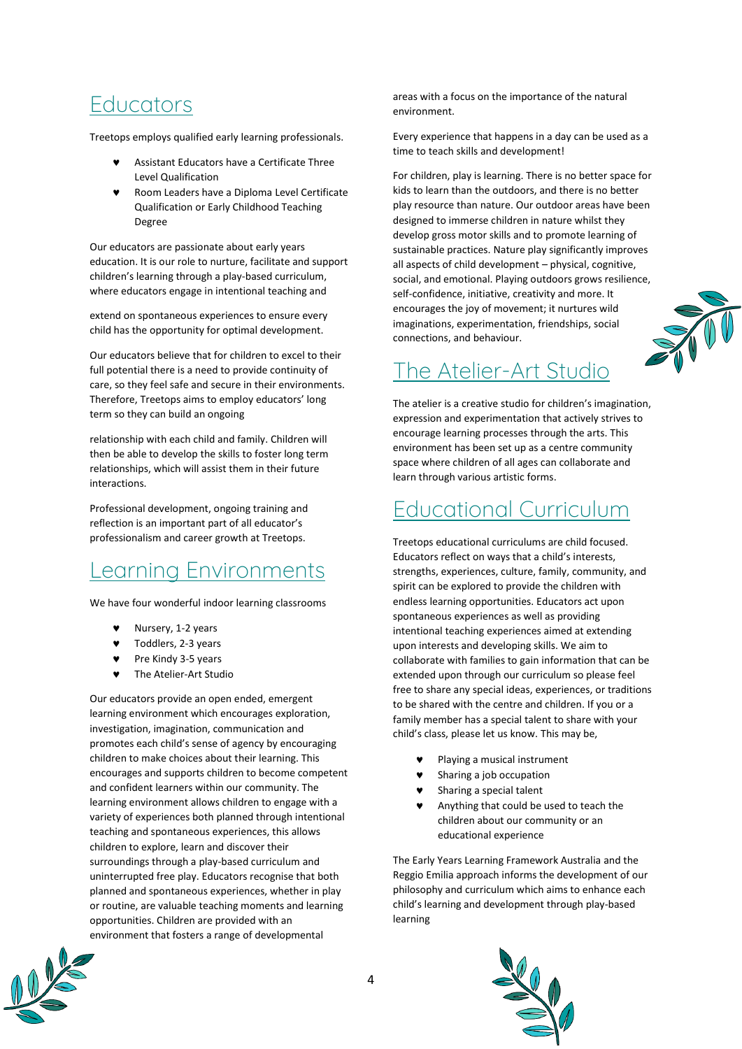## Educators

Treetops employs qualified early learning professionals.

- Assistant Educators have a Certificate Three Level Qualification
- Room Leaders have a Diploma Level Certificate Qualification or Early Childhood Teaching Degree

Our educators are passionate about early years education. It is our role to nurture, facilitate and support children's learning through a play-based curriculum, where educators engage in intentional teaching and extend on spontaneous experiences to ensure every child has the opportunity for optimal development.

Our educators believe that for children to excel to their full potential there is a need to provide continuity of care, so they feel safe and secure in their environments. Therefore, Treetops aims to employ educators' long term so they can build an ongoing relationship with each child and family. Children will then be able to develop the skills to foster long term relationships, which will assist them in their future interactions.

Professional development, ongoing training and reflection is an important part of all educator's professionalism and career growth at Treetops.

## Learning Environments

We have four wonderful indoor learning classrooms

- Nursery, 1-2 years
- Toddlers, 2-3 years
- Pre Kindy 3-5 years
- The Atelier-Art Studio

Our educators provide an open ended, emergent learning environment which encourages exploration, investigation, imagination, communication and promotes each child's sense of agency by encouraging children to make choices about their learning. This encourages and supports children to become competent and confident learners within our community. The learning environment allows children to engage with a variety of experiences both planned through intentional teaching and spontaneous experiences, this allows children to explore, learn and discover their surroundings through a play-based curriculum and uninterrupted free play. Educators recognise that both planned and spontaneous experiences, whether in play or routine, are valuable teaching moments and learning opportunities. Children are provided with an environment that fosters a range of developmental areas with a focus on the importance of the natural environment.

Every experience that happens in a day can be used as a time to teach skills and development!

For children, play is learning. There is no better space for kids to learn than the outdoors, and there is no better play resource than nature. Our outdoor areas have been designed to immerse children in nature whilst they develop gross motor skills and to promote learning of sustainable practices. Nature play significantly improves all aspects of child development – physical, cognitive, social, and emotional. Playing outdoors grows resilience, self-confidence, initiative, creativity and more. It encourages the joy of movement; it nurtures wild imaginations, experimentation, friendships, social connections, and behaviour.

## The Atelier-Art Studio

The atelier is a creative studio for children's imagination, expression and experimentation that actively strives to encourage learning processes through the arts. This environment has been set up as a centre community space where children of all ages can collaborate and learn through various artistic forms.

## Educational Curriculum

Treetops educational curriculums are child focused. Educators reflect on ways that a child's interests, strengths, experiences, culture, family, community, and spirit can be explored to provide the children with endless learning opportunities. Educators act upon spontaneous experiences as well as providing intentional teaching experiences aimed at extending upon interests and developing skills. We aim to collaborate with families to gain information that can be extended upon through our curriculum so please feel free to share any special ideas, experiences, or traditions to be shared with the centre and children. If you or a family member has a special talent to share with your child's class, please let us know. This may be,

- Playing a musical instrument
- Sharing a job occupation
- Sharing a special talent
- Anything that could be used to teach the children about our community or an educational experience

The Early Years Learning Framework Australia and the Reggio Emilia approach informs the development of our philosophy and curriculum which aims to enhance each child's learning and development through play-based learning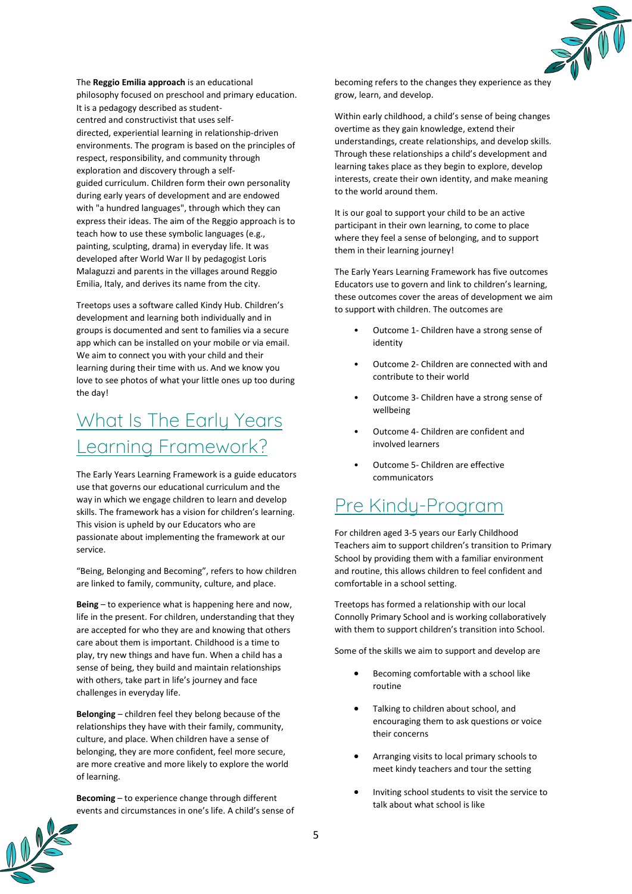The **Reggio Emilia approach** is an educational philosophy focused on preschool and primary education. It is a pedagogy described as student-centred and constructivist that uses self-directed, experiential learning in relationship-driven environments. The program is based on the principles of respect, responsibility, and community through exploration and discovery through a self-guided curriculum. Children form their own personality during early years of development and are endowed with "a hundred languages", through which they can express their ideas. The aim of the Reggio approach is to teach how to use these symbolic languages (e.g., painting, sculpting, drama) in everyday life. It was developed after World War II by pedagogist Loris Malaguzzi and parents in the villages around Reggio Emilia, Italy, and derives its name from the city.

Treetops uses a software called Kindy Hub. Children's development and learning both individually and in groups is documented and sent to families via a secure app which can be installed on your mobile or via email. We aim to connect you with your child and their learning during their time with us. And we know you love to see photos of what your little ones up too during the day!

## What Is The Early Years Learning Framework?

The Early Years Learning Framework is a guide educators use that governs our educational curriculum and the way in which we engage children to learn and develop skills. The framework has a vision for children's learning. This vision is upheld by our Educators who are passionate about implementing the framework at our service.

"Being, Belonging and Becoming", refers to how children are linked to family, community, culture, and place.

**Being** – to experience what is happening here and now, life in the present. For children, understanding that they are accepted for who they are and knowing that others care about them is important. Childhood is a time to play, try new things and have fun. When a child has a sense of being, they build and maintain relationships with others, take part in life's journey and face challenges in everyday life.

**Belonging** – children feel they belong because of the relationships they have with their family, community, culture, and place. When children have a sense of belonging, they are more confident, feel more secure, are more creative and more likely to explore the world of learning.

**Becoming** – to experience change through different events and circumstances in one's life. A child's sense of becoming refers to the changes they experience as they grow, learn, and develop.

Within early childhood, a child's sense of being changes overtime as they gain knowledge, extend their understandings, create relationships, and develop skills. Through these relationships a child's development and learning takes place as they begin to explore, develop interests, create their own identity, and make meaning to the world around them.

It is our goal to support your child to be an active participant in their own learning, to come to place where they feel a sense of belonging, and to support them in their learning journey!

The Early Years Learning Framework has five outcomes Educators use to govern and link to children's learning, these outcomes cover the areas of development we aim to support with children. The outcomes are

- Outcome 1- Children have a strong sense of identity
- Outcome 2- Children are connected with and contribute to their world
- Outcome 3- Children have a strong sense of wellbeing
- Outcome 4- Children are confident and involved learners
- Outcome 5- Children are effective communicators

## Pre Kindy-Program

For children aged 3-5 years our Early Childhood Teachers aim to support children's transition to Primary School by providing them with a familiar environment and routine, this allows children to feel confident and comfortable in a school setting.

Treetops has formed a relationship with our local Connolly Primary School and is working collaboratively with them to support children's transition into School.

Some of the skills we aim to support and develop are

- Becoming comfortable with a school like routine
- Talking to children about school, and encouraging them to ask questions or voice their concerns
- Arranging visits to local primary schools to meet kindy teachers and tour the setting
- Inviting school students to visit the service to talk about what school is like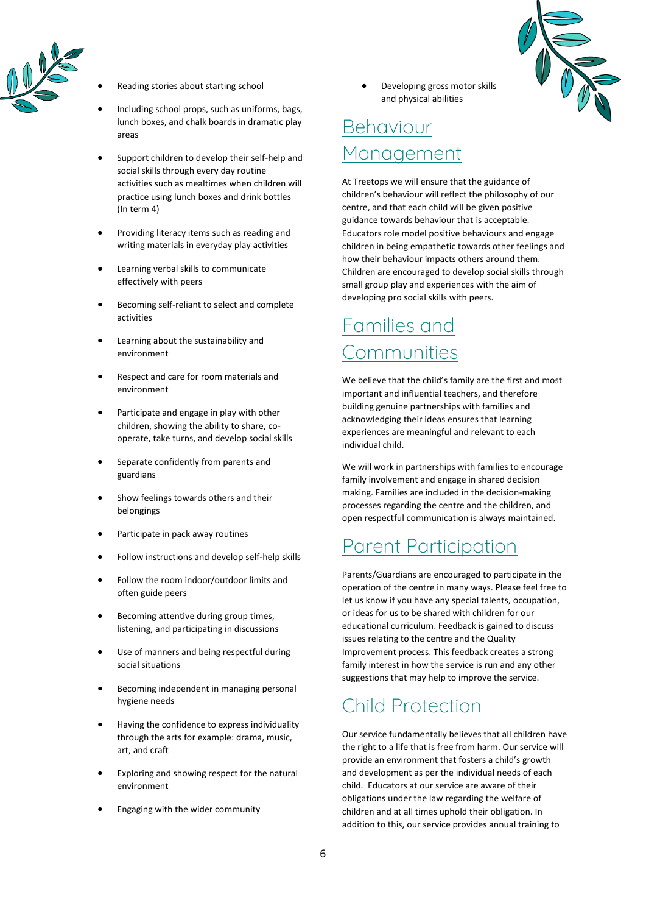- Reading stories about starting school
- Including school props, such as uniforms, bags, lunch boxes, and chalk boards in dramatic play areas
- Support children to develop their self-help and social skills through every day routine activities such as mealtimes when children will practice using lunch boxes and drink bottles (In term 4)
- Providing literacy items such as reading and writing materials in everyday play activities
- Learning verbal skills to communicate effectively with peers
- Becoming self-reliant to select and complete activities
- Learning about the sustainability and environment
- Respect and care for room materials and environment
- Participate and engage in play with other children, showing the ability to share, co-operate, take turns, and develop social skills
- Separate confidently from parents and guardians
- Show feelings towards others and their belongings
- Participate in pack away routines
- Follow instructions and develop self-help skills
- Follow the room indoor/outdoor limits and often guide peers
- Becoming attentive during group times, listening, and participating in discussions
- Use of manners and being respectful during social situations
- Becoming independent in managing personal hygiene needs
- Having the confidence to express individuality through the arts for example: drama, music, art, and craft
- Exploring and showing respect for the natural environment
- Engaging with the wider community
- Developing gross motor skills and physical abilities

# Behaviour Management

At Treetops we will ensure that the guidance of children's behaviour will reflect the philosophy of our centre, and that each child will be given positive guidance towards behaviour that is acceptable. Educators role model positive behaviours and engage children in being empathetic towards other feelings and how their behaviour impacts others around them. Children are encouraged to develop social skills through small group play and experiences with the aim of developing pro social skills with peers.

# Families and Communities

We believe that the child's family are the first and most important and influential teachers, and therefore building genuine partnerships with families and acknowledging their ideas ensures that learning experiences are meaningful and relevant to each individual child.

We will work in partnerships with families to encourage family involvement and engage in shared decision making. Families are included in the decision-making processes regarding the centre and the children, and open respectful communication is always maintained.

# Parent Participation

Parents/Guardians are encouraged to participate in the operation of the centre in many ways. Please feel free to let us know if you have any special talents, occupation, or ideas for us to be shared with children for our educational curriculum. Feedback is gained to discuss issues relating to the centre and the Quality Improvement process. This feedback creates a strong family interest in how the service is run and any other suggestions that may help to improve the service.

# Child Protection

Our service fundamentally believes that all children have the right to a life that is free from harm. Our service will provide an environment that fosters a child's growth and development as per the individual needs of each child. Educators at our service are aware of their obligations under the law regarding the welfare of children and at all times uphold their obligation. In addition to this, our service provides annual training to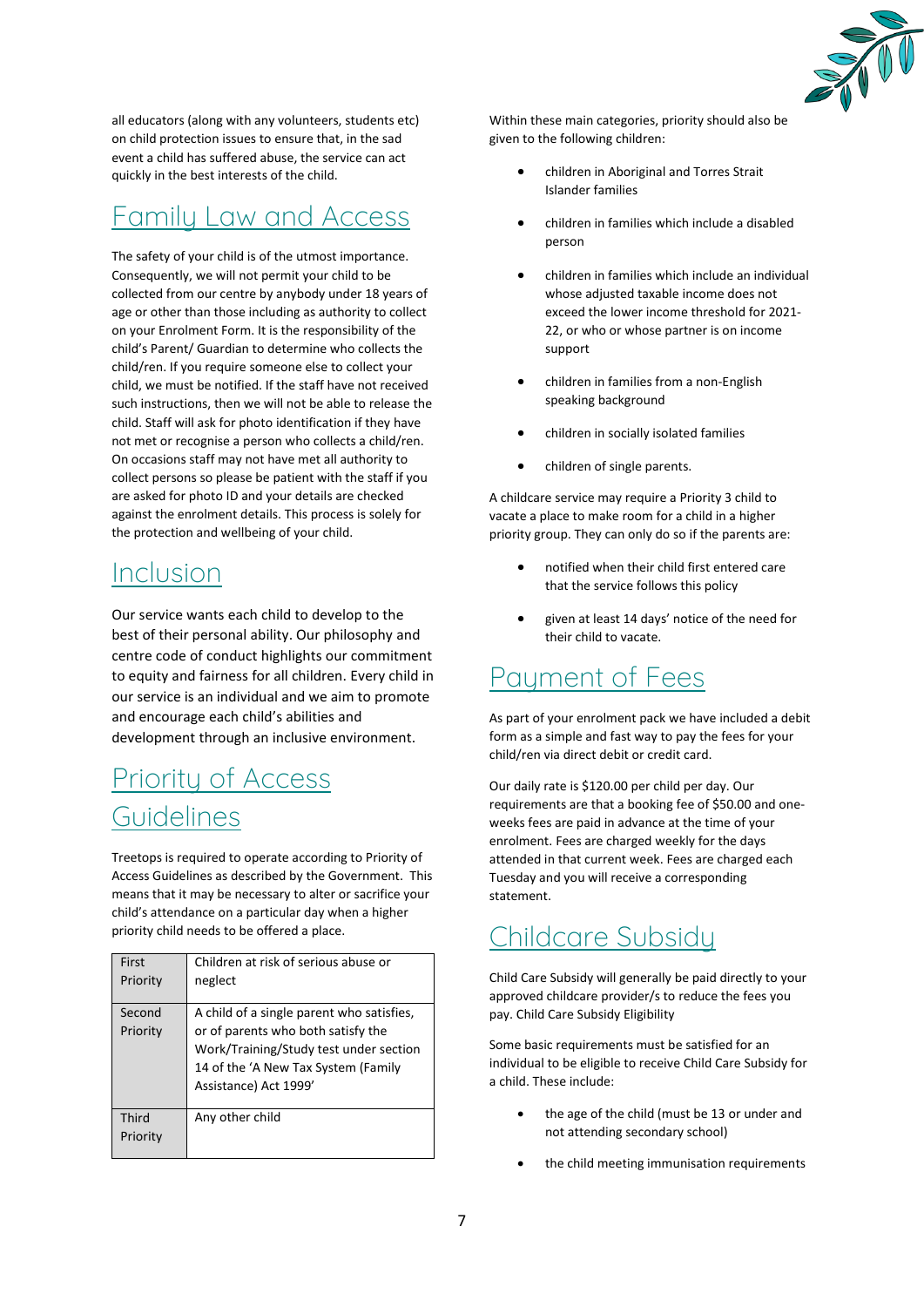all educators (along with any volunteers, students etc) on child protection issues to ensure that, in the sad event a child has suffered abuse, the service can act quickly in the best interests of the child.

## Family Law and Access

The safety of your child is of the utmost importance. Consequently, we will not permit your child to be collected from our centre by anybody under 18 years of age or other than those including as authority to collect on your Enrolment Form. It is the responsibility of the child's Parent/ Guardian to determine who collects the child/ren. If you require someone else to collect your child, we must be notified. If the staff have not received such instructions, then we will not be able to release the child. Staff will ask for photo identification if they have not met or recognise a person who collects a child/ren. On occasions staff may not have met all authority to collect persons so please be patient with the staff if you are asked for photo ID and your details are checked against the enrolment details. This process is solely for the protection and wellbeing of your child.

## Inclusion

Our service wants each child to develop to the best of their personal ability. Our philosophy and centre code of conduct highlights our commitment to equity and fairness for all children. Every child in our service is an individual and we aim to promote and encourage each child's abilities and development through an inclusive environment.

## Priority of Access Guidelines

Treetops is required to operate according to Priority of Access Guidelines as described by the Government. This means that it may be necessary to alter or sacrifice your child's attendance on a particular day when a higher priority child needs to be offered a place.

| | |
|---|---|
| First Priority | Children at risk of serious abuse or neglect |
| Second Priority | A child of a single parent who satisfies, or of parents who both satisfy the Work/Training/Study test under section 14 of the 'A New Tax System (Family Assistance) Act 1999' |
| Third Priority | Any other child |

Within these main categories, priority should also be given to the following children:

- children in Aboriginal and Torres Strait Islander families
- children in families which include a disabled person
- children in families which include an individual whose adjusted taxable income does not exceed the lower income threshold for 2021-22, or who or whose partner is on income support
- children in families from a non-English speaking background
- children in socially isolated families
- children of single parents.

A childcare service may require a Priority 3 child to vacate a place to make room for a child in a higher priority group. They can only do so if the parents are:

- notified when their child first entered care that the service follows this policy
- given at least 14 days' notice of the need for their child to vacate.

## Payment of Fees

As part of your enrolment pack we have included a debit form as a simple and fast way to pay the fees for your child/ren via direct debit or credit card.

Our daily rate is $120.00 per child per day. Our requirements are that a booking fee of $50.00 and one-weeks fees are paid in advance at the time of your enrolment. Fees are charged weekly for the days attended in that current week. Fees are charged each Tuesday and you will receive a corresponding statement.

## Childcare Subsidy

Child Care Subsidy will generally be paid directly to your approved childcare provider/s to reduce the fees you pay. Child Care Subsidy Eligibility

Some basic requirements must be satisfied for an individual to be eligible to receive Child Care Subsidy for a child. These include:

- the age of the child (must be 13 or under and not attending secondary school)
- the child meeting immunisation requirements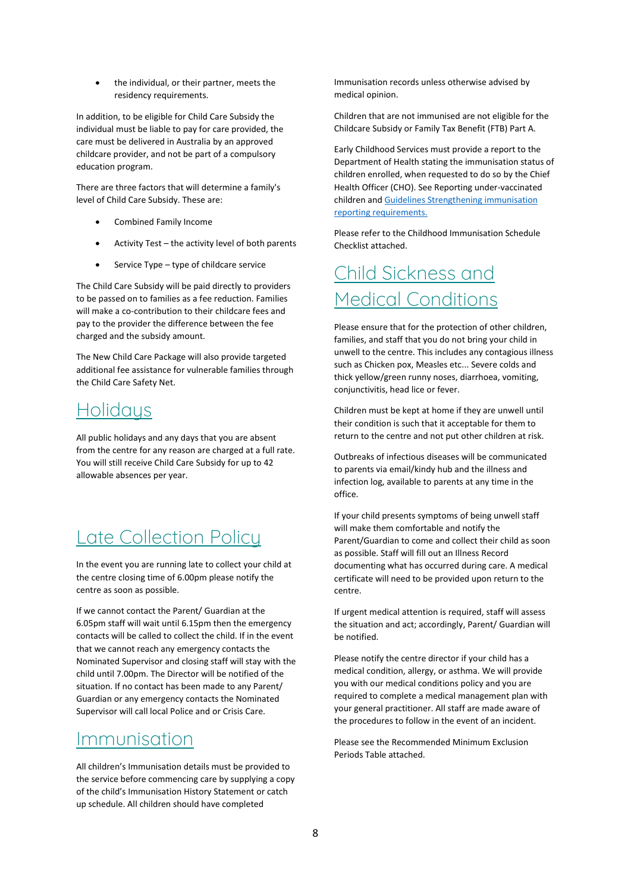- the individual, or their partner, meets the residency requirements.

In addition, to be eligible for Child Care Subsidy the individual must be liable to pay for care provided, the care must be delivered in Australia by an approved childcare provider, and not be part of a compulsory education program.

There are three factors that will determine a family's level of Child Care Subsidy. These are:

- Combined Family Income
- Activity Test – the activity level of both parents
- Service Type – type of childcare service

The Child Care Subsidy will be paid directly to providers to be passed on to families as a fee reduction. Families will make a co-contribution to their childcare fees and pay to the provider the difference between the fee charged and the subsidy amount.

The New Child Care Package will also provide targeted additional fee assistance for vulnerable families through the Child Care Safety Net.

# Holidays

All public holidays and any days that you are absent from the centre for any reason are charged at a full rate. You will still receive Child Care Subsidy for up to 42 allowable absences per year.

# Late Collection Policy

In the event you are running late to collect your child at the centre closing time of 6.00pm please notify the centre as soon as possible.

If we cannot contact the Parent/ Guardian at the 6.05pm staff will wait until 6.15pm then the emergency contacts will be called to collect the child. If in the event that we cannot reach any emergency contacts the Nominated Supervisor and closing staff will stay with the child until 7.00pm. The Director will be notified of the situation. If no contact has been made to any Parent/ Guardian or any emergency contacts the Nominated Supervisor will call local Police and or Crisis Care.

# Immunisation

All children's Immunisation details must be provided to the service before commencing care by supplying a copy of the child's Immunisation History Statement or catch up schedule. All children should have completed Immunisation records unless otherwise advised by medical opinion.

Children that are not immunised are not eligible for the Childcare Subsidy or Family Tax Benefit (FTB) Part A.

Early Childhood Services must provide a report to the Department of Health stating the immunisation status of children enrolled, when requested to do so by the Chief Health Officer (CHO). See Reporting under-vaccinated children and Guidelines Strengthening immunisation reporting requirements.

Please refer to the Childhood Immunisation Schedule Checklist attached.

# Child Sickness and Medical Conditions

Please ensure that for the protection of other children, families, and staff that you do not bring your child in unwell to the centre. This includes any contagious illness such as Chicken pox, Measles etc... Severe colds and thick yellow/green runny noses, diarrhoea, vomiting, conjunctivitis, head lice or fever.

Children must be kept at home if they are unwell until their condition is such that it acceptable for them to return to the centre and not put other children at risk.

Outbreaks of infectious diseases will be communicated to parents via email/kindy hub and the illness and infection log, available to parents at any time in the office.

If your child presents symptoms of being unwell staff will make them comfortable and notify the Parent/Guardian to come and collect their child as soon as possible. Staff will fill out an Illness Record documenting what has occurred during care. A medical certificate will need to be provided upon return to the centre.

If urgent medical attention is required, staff will assess the situation and act; accordingly, Parent/ Guardian will be notified.

Please notify the centre director if your child has a medical condition, allergy, or asthma. We will provide you with our medical conditions policy and you are required to complete a medical management plan with your general practitioner. All staff are made aware of the procedures to follow in the event of an incident.

Please see the Recommended Minimum Exclusion Periods Table attached.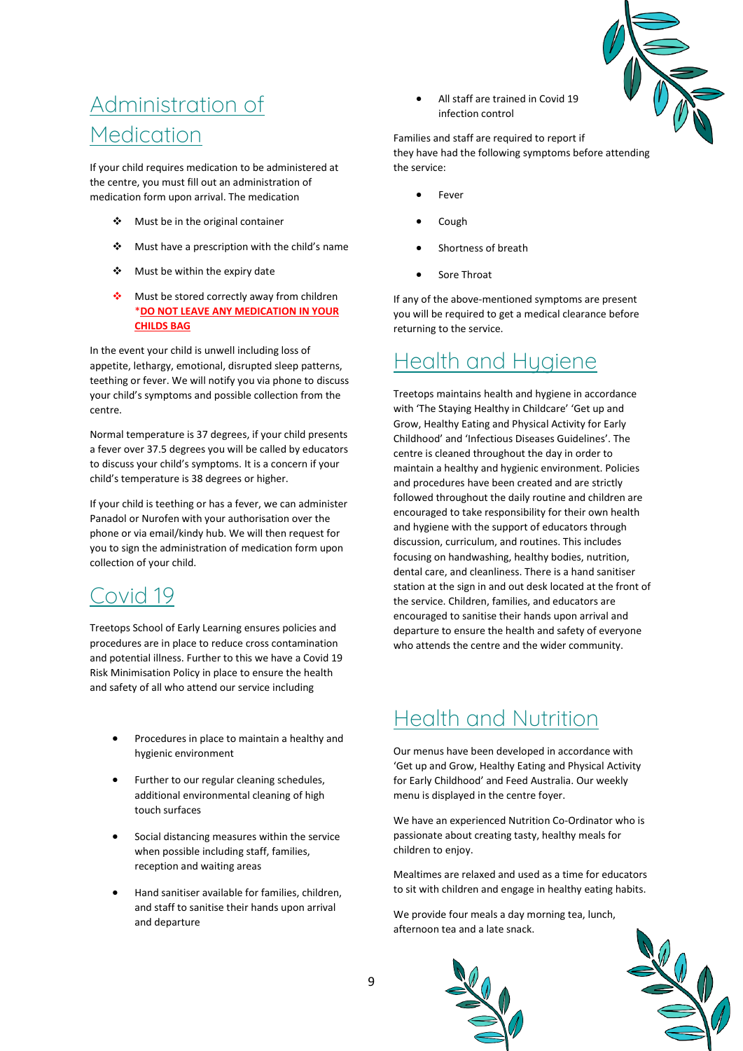# Administration of Medication

If your child requires medication to be administered at the centre, you must fill out an administration of medication form upon arrival. The medication

- Must be in the original container
- Must have a prescription with the child's name
- Must be within the expiry date
- Must be stored correctly away from children **\*DO NOT LEAVE ANY MEDICATION IN YOUR CHILDS BAG**

In the event your child is unwell including loss of appetite, lethargy, emotional, disrupted sleep patterns, teething or fever. We will notify you via phone to discuss your child's symptoms and possible collection from the centre.

Normal temperature is 37 degrees, if your child presents a fever over 37.5 degrees you will be called by educators to discuss your child's symptoms. It is a concern if your child's temperature is 38 degrees or higher.

If your child is teething or has a fever, we can administer Panadol or Nurofen with your authorisation over the phone or via email/kindy hub. We will then request for you to sign the administration of medication form upon collection of your child.

# Covid 19

Treetops School of Early Learning ensures policies and procedures are in place to reduce cross contamination and potential illness. Further to this we have a Covid 19 Risk Minimisation Policy in place to ensure the health and safety of all who attend our service including

- Procedures in place to maintain a healthy and hygienic environment
- Further to our regular cleaning schedules, additional environmental cleaning of high touch surfaces
- Social distancing measures within the service when possible including staff, families, reception and waiting areas
- Hand sanitiser available for families, children, and staff to sanitise their hands upon arrival and departure
- All staff are trained in Covid 19 infection control

Families and staff are required to report if they have had the following symptoms before attending the service:

- Fever
- Cough
- Shortness of breath
- Sore Throat

If any of the above-mentioned symptoms are present you will be required to get a medical clearance before returning to the service.

# Health and Hygiene

Treetops maintains health and hygiene in accordance with 'The Staying Healthy in Childcare' 'Get up and Grow, Healthy Eating and Physical Activity for Early Childhood' and 'Infectious Diseases Guidelines'. The centre is cleaned throughout the day in order to maintain a healthy and hygienic environment. Policies and procedures have been created and are strictly followed throughout the daily routine and children are encouraged to take responsibility for their own health and hygiene with the support of educators through discussion, curriculum, and routines. This includes focusing on handwashing, healthy bodies, nutrition, dental care, and cleanliness. There is a hand sanitiser station at the sign in and out desk located at the front of the service. Children, families, and educators are encouraged to sanitise their hands upon arrival and departure to ensure the health and safety of everyone who attends the centre and the wider community.

# Health and Nutrition

Our menus have been developed in accordance with 'Get up and Grow, Healthy Eating and Physical Activity for Early Childhood' and Feed Australia. Our weekly menu is displayed in the centre foyer.

We have an experienced Nutrition Co-Ordinator who is passionate about creating tasty, healthy meals for children to enjoy.

Mealtimes are relaxed and used as a time for educators to sit with children and engage in healthy eating habits.

We provide four meals a day morning tea, lunch, afternoon tea and a late snack.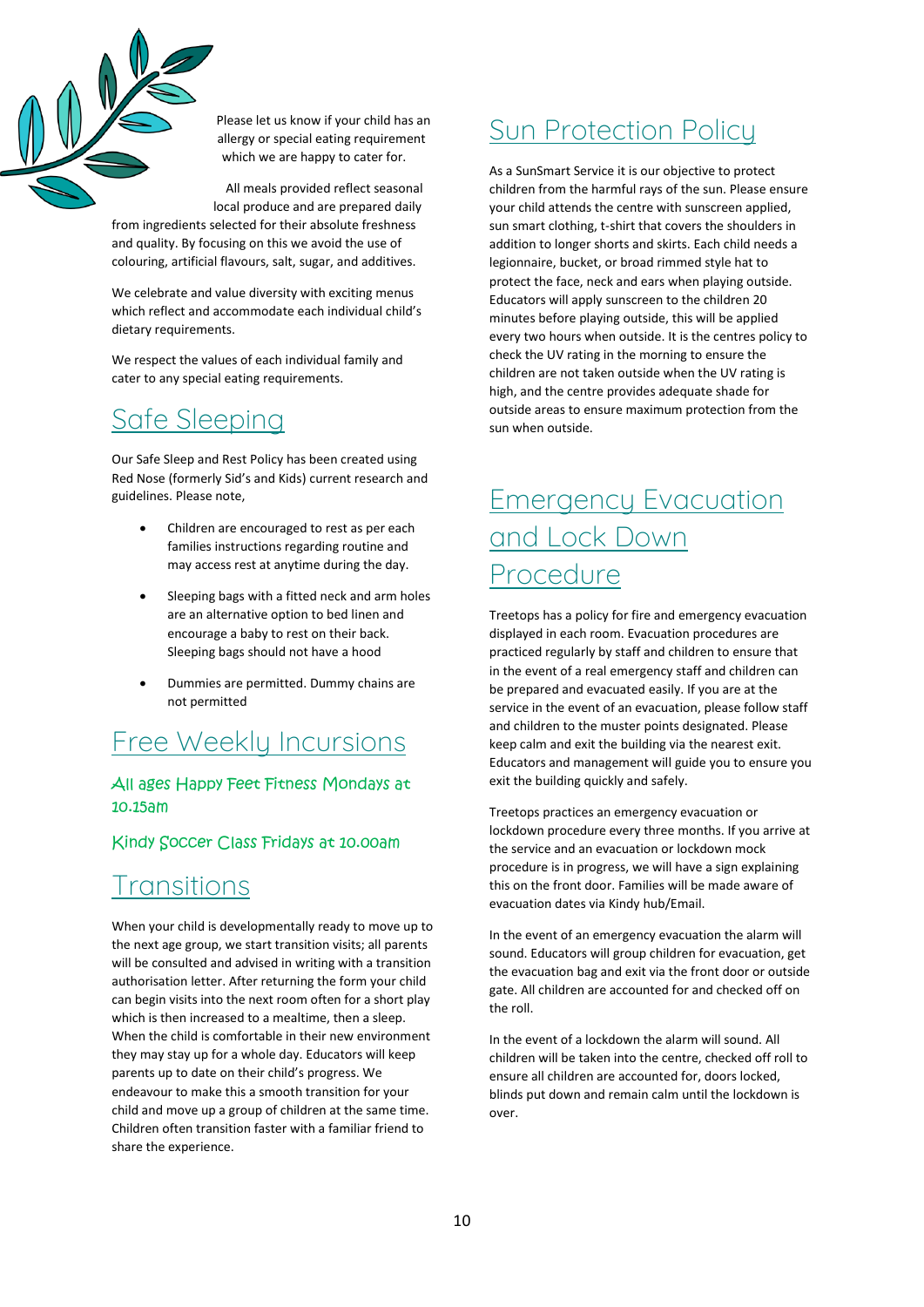Please let us know if your child has an allergy or special eating requirement which we are happy to cater for.

All meals provided reflect seasonal local produce and are prepared daily from ingredients selected for their absolute freshness and quality. By focusing on this we avoid the use of colouring, artificial flavours, salt, sugar, and additives.

We celebrate and value diversity with exciting menus which reflect and accommodate each individual child's dietary requirements.

We respect the values of each individual family and cater to any special eating requirements.

## Safe Sleeping

Our Safe Sleep and Rest Policy has been created using Red Nose (formerly Sid's and Kids) current research and guidelines. Please note,

- Children are encouraged to rest as per each families instructions regarding routine and may access rest at anytime during the day.
- Sleeping bags with a fitted neck and arm holes are an alternative option to bed linen and encourage a baby to rest on their back. Sleeping bags should not have a hood
- Dummies are permitted. Dummy chains are not permitted

## Free Weekly Incursions

All ages Happy Feet Fitness Mondays at 10.15am

Kindy Soccer Class Fridays at 10.00am

## Transitions

When your child is developmentally ready to move up to the next age group, we start transition visits; all parents will be consulted and advised in writing with a transition authorisation letter. After returning the form your child can begin visits into the next room often for a short play which is then increased to a mealtime, then a sleep. When the child is comfortable in their new environment they may stay up for a whole day. Educators will keep parents up to date on their child's progress. We endeavour to make this a smooth transition for your child and move up a group of children at the same time. Children often transition faster with a familiar friend to share the experience.

## Sun Protection Policy

As a SunSmart Service it is our objective to protect children from the harmful rays of the sun. Please ensure your child attends the centre with sunscreen applied, sun smart clothing, t-shirt that covers the shoulders in addition to longer shorts and skirts. Each child needs a legionnaire, bucket, or broad rimmed style hat to protect the face, neck and ears when playing outside. Educators will apply sunscreen to the children 20 minutes before playing outside, this will be applied every two hours when outside. It is the centres policy to check the UV rating in the morning to ensure the children are not taken outside when the UV rating is high, and the centre provides adequate shade for outside areas to ensure maximum protection from the sun when outside.

## Emergency Evacuation and Lock Down Procedure

Treetops has a policy for fire and emergency evacuation displayed in each room. Evacuation procedures are practiced regularly by staff and children to ensure that in the event of a real emergency staff and children can be prepared and evacuated easily. If you are at the service in the event of an evacuation, please follow staff and children to the muster points designated. Please keep calm and exit the building via the nearest exit. Educators and management will guide you to ensure you exit the building quickly and safely.

Treetops practices an emergency evacuation or lockdown procedure every three months. If you arrive at the service and an evacuation or lockdown mock procedure is in progress, we will have a sign explaining this on the front door. Families will be made aware of evacuation dates via Kindy hub/Email.

In the event of an emergency evacuation the alarm will sound. Educators will group children for evacuation, get the evacuation bag and exit via the front door or outside gate. All children are accounted for and checked off on the roll.

In the event of a lockdown the alarm will sound. All children will be taken into the centre, checked off roll to ensure all children are accounted for, doors locked, blinds put down and remain calm until the lockdown is over.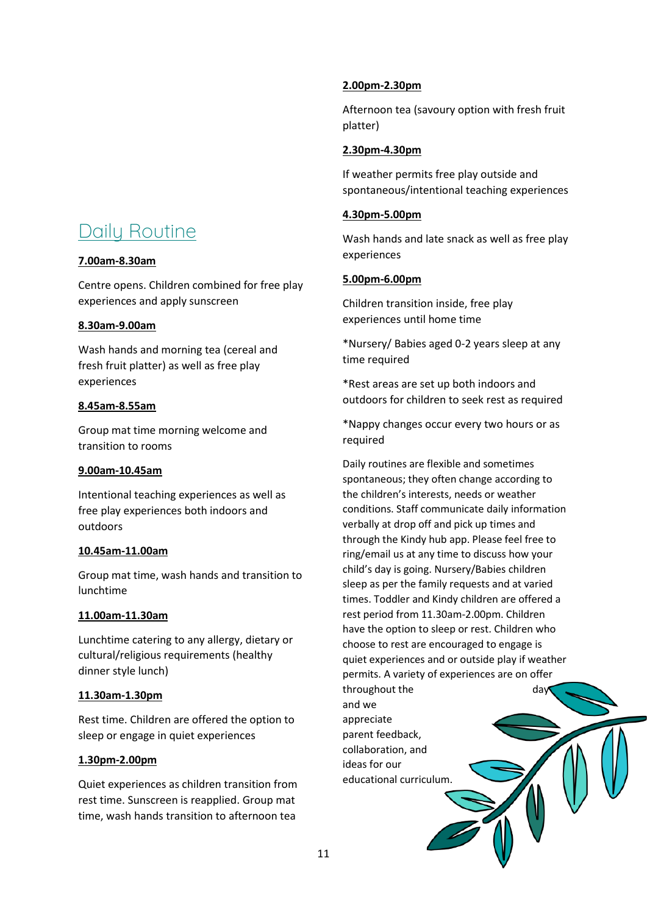## Daily Routine

**7.00am-8.30am**

Centre opens. Children combined for free play experiences and apply sunscreen

**8.30am-9.00am**

Wash hands and morning tea (cereal and fresh fruit platter) as well as free play experiences

**8.45am-8.55am**

Group mat time morning welcome and transition to rooms

**9.00am-10.45am**

Intentional teaching experiences as well as free play experiences both indoors and outdoors

**10.45am-11.00am**

Group mat time, wash hands and transition to lunchtime

**11.00am-11.30am**

Lunchtime catering to any allergy, dietary or cultural/religious requirements (healthy dinner style lunch)

**11.30am-1.30pm**

Rest time. Children are offered the option to sleep or engage in quiet experiences

**1.30pm-2.00pm**

Quiet experiences as children transition from rest time. Sunscreen is reapplied. Group mat time, wash hands transition to afternoon tea

**2.00pm-2.30pm**

Afternoon tea (savoury option with fresh fruit platter)

**2.30pm-4.30pm**

If weather permits free play outside and spontaneous/intentional teaching experiences

**4.30pm-5.00pm**

Wash hands and late snack as well as free play experiences

**5.00pm-6.00pm**

Children transition inside, free play experiences until home time

*Nursery/ Babies aged 0-2 years sleep at any time required

*Rest areas are set up both indoors and outdoors for children to seek rest as required

*Nappy changes occur every two hours or as required

Daily routines are flexible and sometimes spontaneous; they often change according to the children's interests, needs or weather conditions. Staff communicate daily information verbally at drop off and pick up times and through the Kindy hub app. Please feel free to ring/email us at any time to discuss how your child's day is going. Nursery/Babies children sleep as per the family requests and at varied times. Toddler and Kindy children are offered a rest period from 11.30am-2.00pm. Children have the option to sleep or rest. Children who choose to rest are encouraged to engage is quiet experiences and or outside play if weather permits. A variety of experiences are on offer throughout the day and we appreciate parent feedback, collaboration, and ideas for our educational curriculum.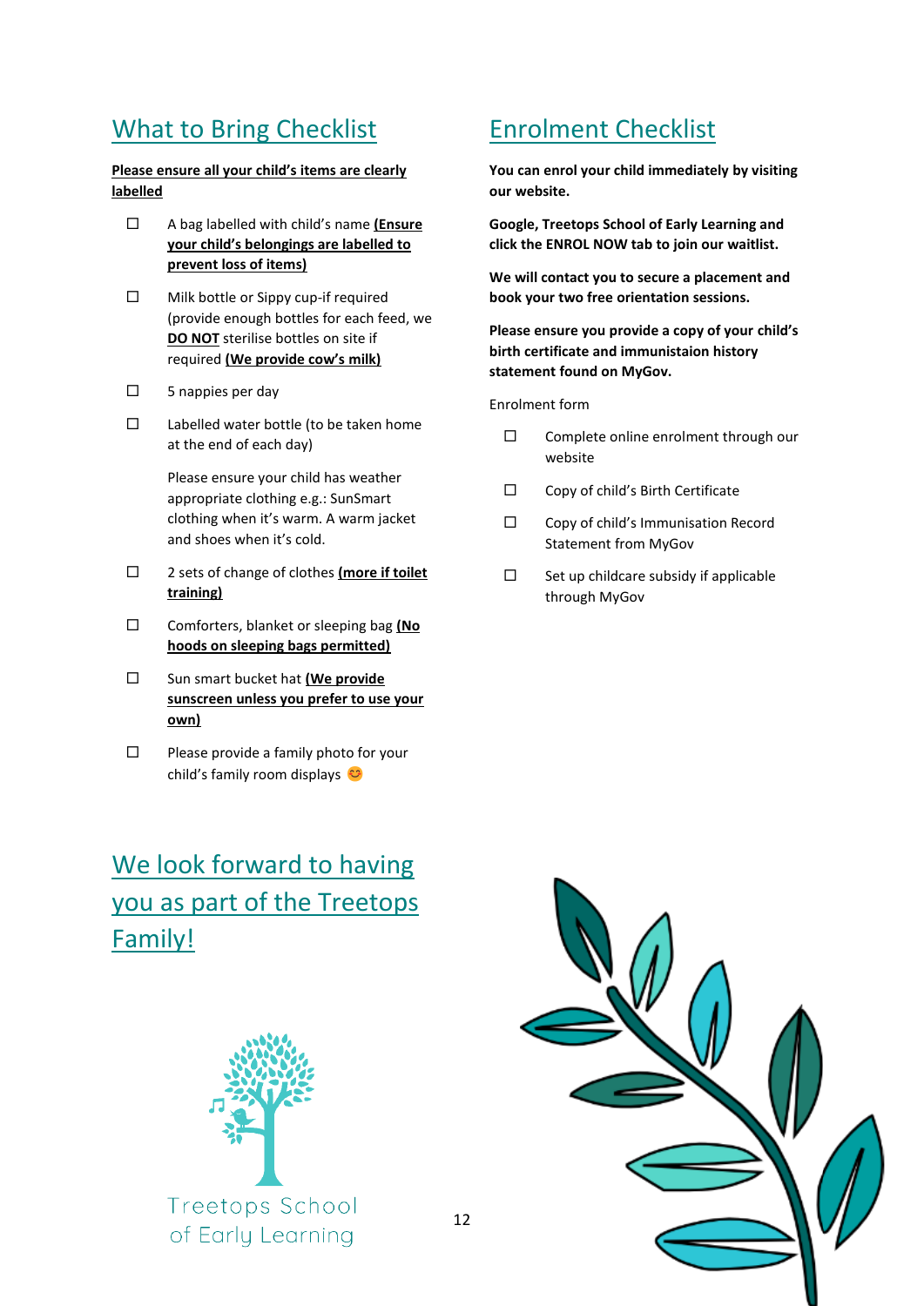## What to Bring Checklist

**Please ensure all your child's items are clearly labelled**

- ☐ A bag labelled with child's name **(Ensure your child's belongings are labelled to prevent loss of items)**
- ☐ Milk bottle or Sippy cup-if required (provide enough bottles for each feed, we **DO NOT** sterilise bottles on site if required **(We provide cow's milk)**
- ☐ 5 nappies per day
- ☐ Labelled water bottle (to be taken home at the end of each day)

  Please ensure your child has weather appropriate clothing e.g.: SunSmart clothing when it's warm. A warm jacket and shoes when it's cold.
- ☐ 2 sets of change of clothes **(more if toilet training)**
- ☐ Comforters, blanket or sleeping bag **(No hoods on sleeping bags permitted)**
- ☐ Sun smart bucket hat **(We provide sunscreen unless you prefer to use your own)**
- ☐ Please provide a family photo for your child's family room displays 😊

## Enrolment Checklist

**You can enrol your child immediately by visiting our website.**

**Google, Treetops School of Early Learning and click the ENROL NOW tab to join our waitlist.**

**We will contact you to secure a placement and book your two free orientation sessions.**

**Please ensure you provide a copy of your child's birth certificate and immunistaion history statement found on MyGov.**

Enrolment form

- ☐ Complete online enrolment through our website
- ☐ Copy of child's Birth Certificate
- ☐ Copy of child's Immunisation Record Statement from MyGov
- ☐ Set up childcare subsidy if applicable through MyGov

## We look forward to having you as part of the Treetops Family!

Treetops School of Early Learning